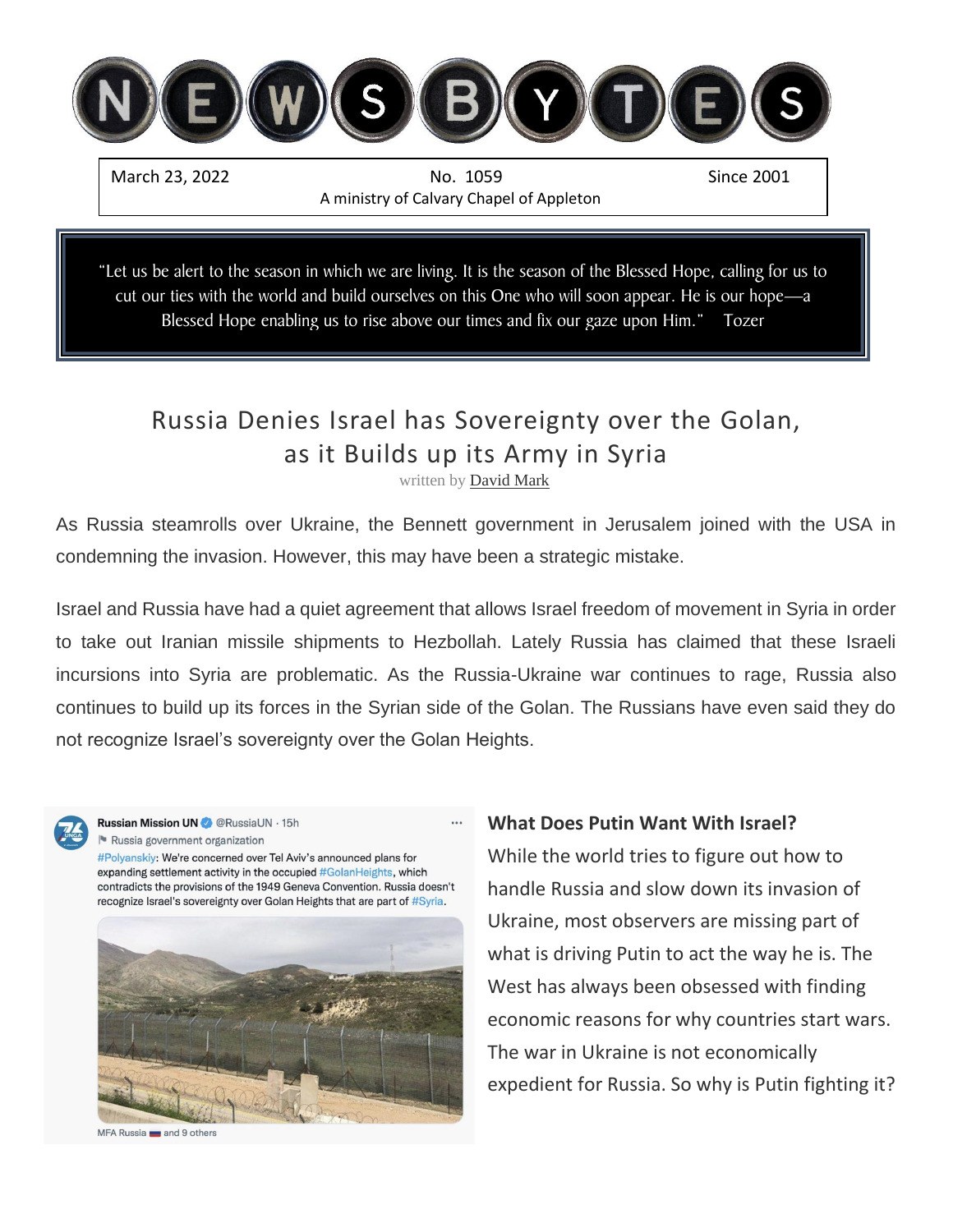# NEWSBYTES

March 23, 2022 | No. 1059 | Since 2001

A ministry of Calvary Chapel of Appleton

> "Let us be alert to the season in which we are living. It is the season of the Blessed Hope, calling for us to cut our ties with the world and build ourselves on this One who will soon appear. He is our hope—a Blessed Hope enabling us to rise above our times and fix our gaze upon Him." Tozer

## Russia Denies Israel has Sovereignty over the Golan, as it Builds up its Army in Syria

written by David Mark

As Russia steamrolls over Ukraine, the Bennett government in Jerusalem joined with the USA in condemning the invasion. However, this may have been a strategic mistake.

Israel and Russia have had a quiet agreement that allows Israel freedom of movement in Syria in order to take out Iranian missile shipments to Hezbollah. Lately Russia has claimed that these Israeli incursions into Syria are problematic. As the Russia-Ukraine war continues to rage, Russia also continues to build up its forces in the Syrian side of the Golan. The Russians have even said they do not recognize Israel's sovereignty over the Golan Heights.

Russian Mission UN @RussiaUN · 15h
Russia government organization
#Polyanskiy: We're concerned over Tel Aviv's announced plans for expanding settlement activity in the occupied #GolanHeights, which contradicts the provisions of the 1949 Geneva Convention. Russia doesn't recognize Israel's sovereignty over Golan Heights that are part of #Syria.

MFA Russia and 9 others

### What Does Putin Want With Israel?

While the world tries to figure out how to handle Russia and slow down its invasion of Ukraine, most observers are missing part of what is driving Putin to act the way he is. The West has always been obsessed with finding economic reasons for why countries start wars. The war in Ukraine is not economically expedient for Russia. So why is Putin fighting it?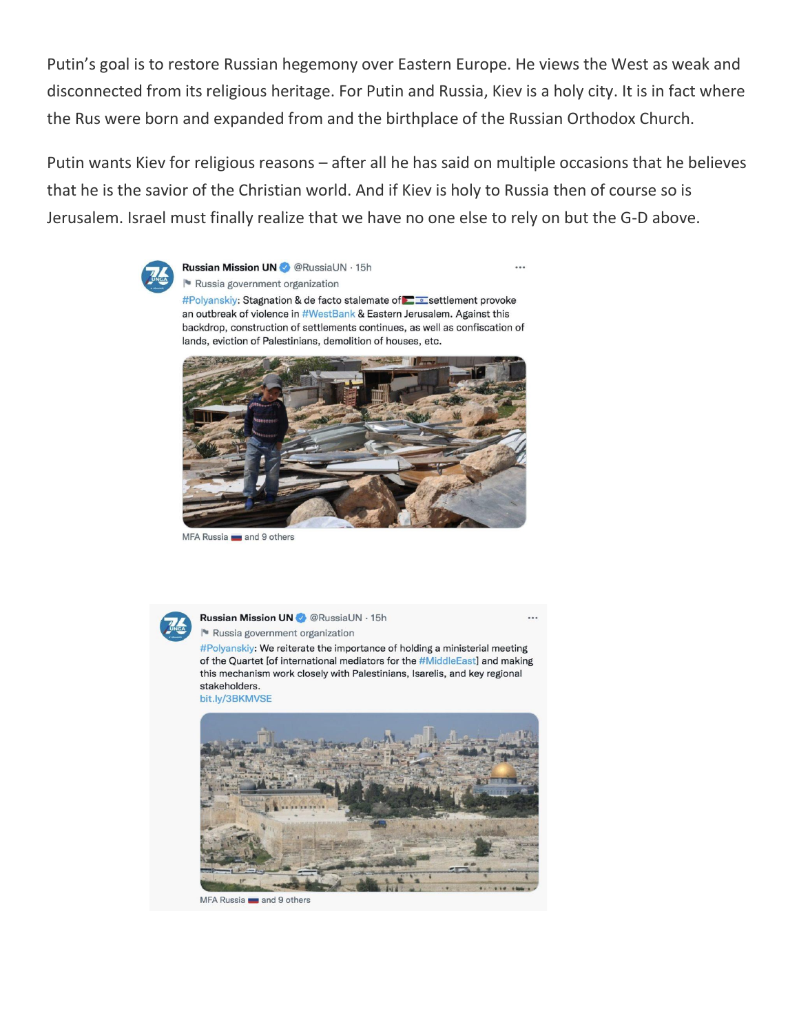Putin's goal is to restore Russian hegemony over Eastern Europe. He views the West as weak and disconnected from its religious heritage. For Putin and Russia, Kiev is a holy city. It is in fact where the Rus were born and expanded from and the birthplace of the Russian Orthodox Church.

Putin wants Kiev for religious reasons – after all he has said on multiple occasions that he believes that he is the savior of the Christian world. And if Kiev is holy to Russia then of course so is Jerusalem. Israel must finally realize that we have no one else to rely on but the G-D above.

Russian Mission UN @RussiaUN · 15h
Russia government organization
#Polyanskiy: Stagnation & de facto stalemate of 🇵🇸🇮🇱 settlement provoke an outbreak of violence in #WestBank & Eastern Jerusalem. Against this backdrop, construction of settlements continues, as well as confiscation of lands, eviction of Palestinians, demolition of houses, etc.

MFA Russia 🇷🇺 and 9 others

Russian Mission UN @RussiaUN · 15h
Russia government organization
#Polyanskiy: We reiterate the importance of holding a ministerial meeting of the Quartet [of international mediators for the #MiddleEast] and making this mechanism work closely with Palestinians, Isarelis, and key regional stakeholders.
bit.ly/3BKMVSE

MFA Russia 🇷🇺 and 9 others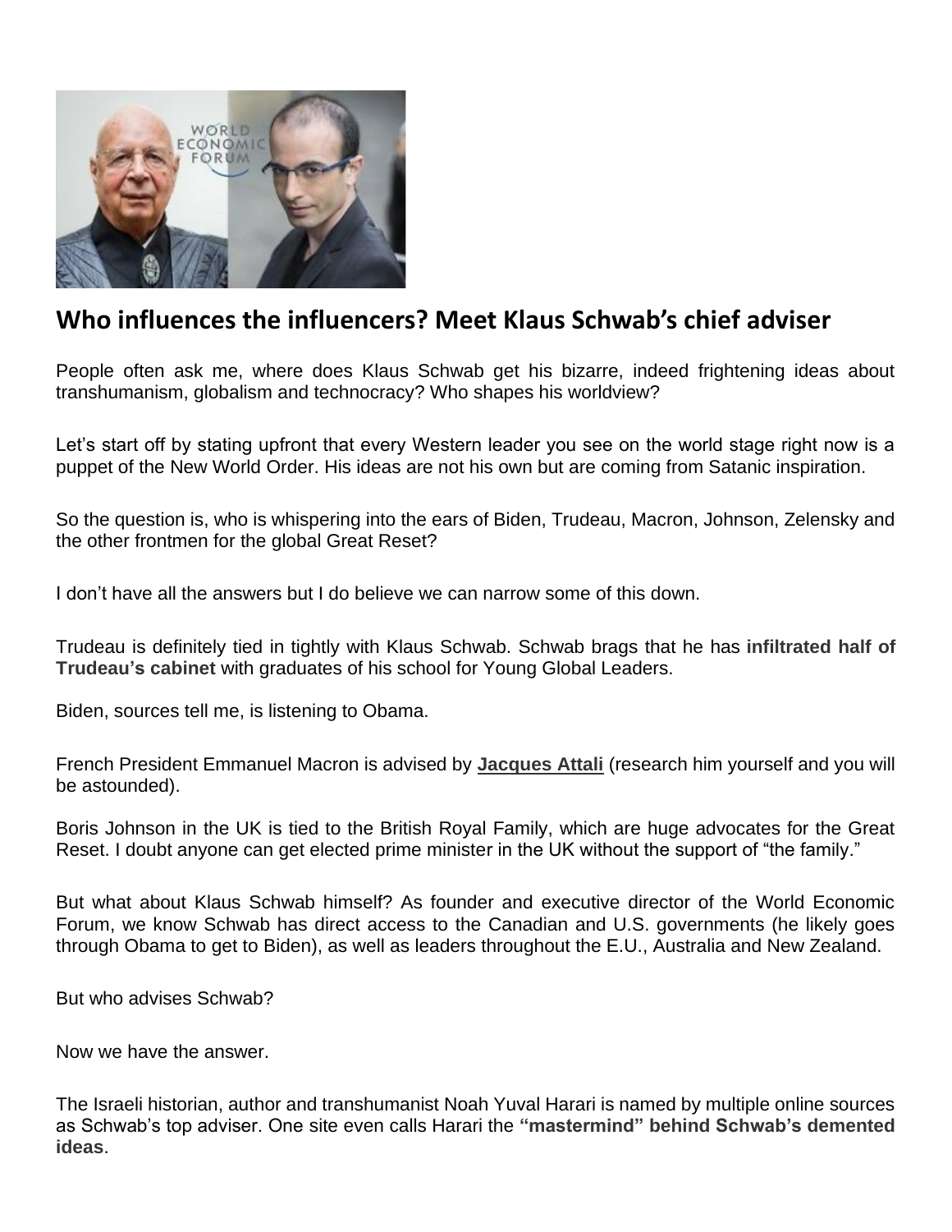## Who influences the influencers? Meet Klaus Schwab's chief adviser

People often ask me, where does Klaus Schwab get his bizarre, indeed frightening ideas about transhumanism, globalism and technocracy? Who shapes his worldview?

Let's start off by stating upfront that every Western leader you see on the world stage right now is a puppet of the New World Order. His ideas are not his own but are coming from Satanic inspiration.

So the question is, who is whispering into the ears of Biden, Trudeau, Macron, Johnson, Zelensky and the other frontmen for the global Great Reset?

I don't have all the answers but I do believe we can narrow some of this down.

Trudeau is definitely tied in tightly with Klaus Schwab. Schwab brags that he has **infiltrated half of Trudeau's cabinet** with graduates of his school for Young Global Leaders.

Biden, sources tell me, is listening to Obama.

French President Emmanuel Macron is advised by **Jacques Attali** (research him yourself and you will be astounded).

Boris Johnson in the UK is tied to the British Royal Family, which are huge advocates for the Great Reset. I doubt anyone can get elected prime minister in the UK without the support of "the family."

But what about Klaus Schwab himself? As founder and executive director of the World Economic Forum, we know Schwab has direct access to the Canadian and U.S. governments (he likely goes through Obama to get to Biden), as well as leaders throughout the E.U., Australia and New Zealand.

But who advises Schwab?

Now we have the answer.

The Israeli historian, author and transhumanist Noah Yuval Harari is named by multiple online sources as Schwab's top adviser. One site even calls Harari the **"mastermind" behind Schwab's demented ideas**.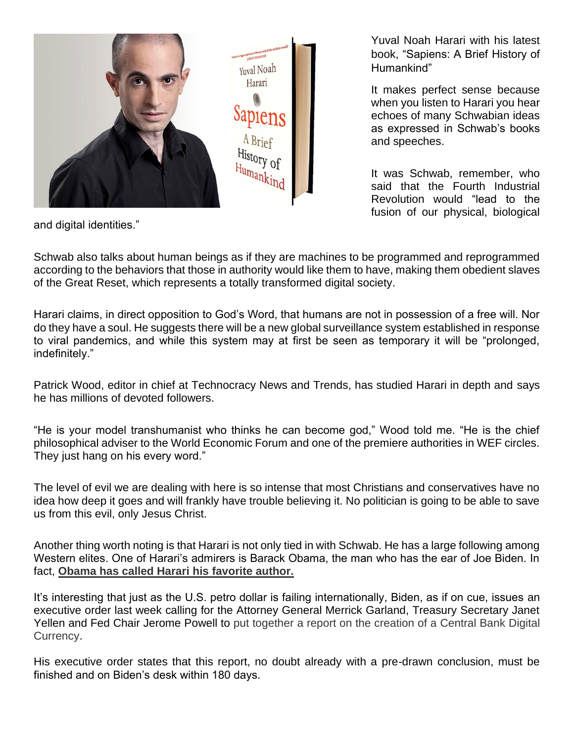Yuval Noah Harari with his latest book, "Sapiens: A Brief History of Humankind"

It makes perfect sense because when you listen to Harari you hear echoes of many Schwabian ideas as expressed in Schwab's books and speeches.

It was Schwab, remember, who said that the Fourth Industrial Revolution would "lead to the fusion of our physical, biological and digital identities."

Schwab also talks about human beings as if they are machines to be programmed and reprogrammed according to the behaviors that those in authority would like them to have, making them obedient slaves of the Great Reset, which represents a totally transformed digital society.

Harari claims, in direct opposition to God's Word, that humans are not in possession of a free will. Nor do they have a soul. He suggests there will be a new global surveillance system established in response to viral pandemics, and while this system may at first be seen as temporary it will be "prolonged, indefinitely."

Patrick Wood, editor in chief at Technocracy News and Trends, has studied Harari in depth and says he has millions of devoted followers.

"He is your model transhumanist who thinks he can become god," Wood told me. "He is the chief philosophical adviser to the World Economic Forum and one of the premiere authorities in WEF circles. They just hang on his every word."

The level of evil we are dealing with here is so intense that most Christians and conservatives have no idea how deep it goes and will frankly have trouble believing it. No politician is going to be able to save us from this evil, only Jesus Christ.

Another thing worth noting is that Harari is not only tied in with Schwab. He has a large following among Western elites. One of Harari's admirers is Barack Obama, the man who has the ear of Joe Biden. In fact, **Obama has called Harari his favorite author.**

It's interesting that just as the U.S. petro dollar is failing internationally, Biden, as if on cue, issues an executive order last week calling for the Attorney General Merrick Garland, Treasury Secretary Janet Yellen and Fed Chair Jerome Powell to put together a report on the creation of a Central Bank Digital Currency.

His executive order states that this report, no doubt already with a pre-drawn conclusion, must be finished and on Biden's desk within 180 days.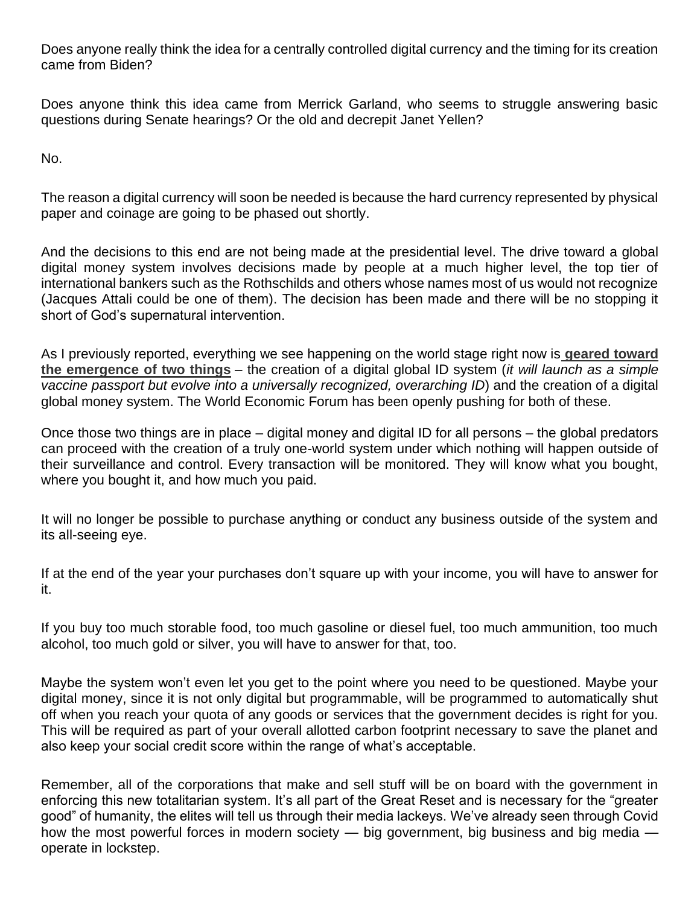Does anyone really think the idea for a centrally controlled digital currency and the timing for its creation came from Biden?

Does anyone think this idea came from Merrick Garland, who seems to struggle answering basic questions during Senate hearings? Or the old and decrepit Janet Yellen?

No.

The reason a digital currency will soon be needed is because the hard currency represented by physical paper and coinage are going to be phased out shortly.

And the decisions to this end are not being made at the presidential level. The drive toward a global digital money system involves decisions made by people at a much higher level, the top tier of international bankers such as the Rothschilds and others whose names most of us would not recognize (Jacques Attali could be one of them). The decision has been made and there will be no stopping it short of God's supernatural intervention.

As I previously reported, everything we see happening on the world stage right now is **geared toward the emergence of two things** – the creation of a digital global ID system (*it will launch as a simple vaccine passport but evolve into a universally recognized, overarching ID*) and the creation of a digital global money system. The World Economic Forum has been openly pushing for both of these.

Once those two things are in place – digital money and digital ID for all persons – the global predators can proceed with the creation of a truly one-world system under which nothing will happen outside of their surveillance and control. Every transaction will be monitored. They will know what you bought, where you bought it, and how much you paid.

It will no longer be possible to purchase anything or conduct any business outside of the system and its all-seeing eye.

If at the end of the year your purchases don't square up with your income, you will have to answer for it.

If you buy too much storable food, too much gasoline or diesel fuel, too much ammunition, too much alcohol, too much gold or silver, you will have to answer for that, too.

Maybe the system won't even let you get to the point where you need to be questioned. Maybe your digital money, since it is not only digital but programmable, will be programmed to automatically shut off when you reach your quota of any goods or services that the government decides is right for you. This will be required as part of your overall allotted carbon footprint necessary to save the planet and also keep your social credit score within the range of what's acceptable.

Remember, all of the corporations that make and sell stuff will be on board with the government in enforcing this new totalitarian system. It's all part of the Great Reset and is necessary for the "greater good" of humanity, the elites will tell us through their media lackeys. We've already seen through Covid how the most powerful forces in modern society — big government, big business and big media — operate in lockstep.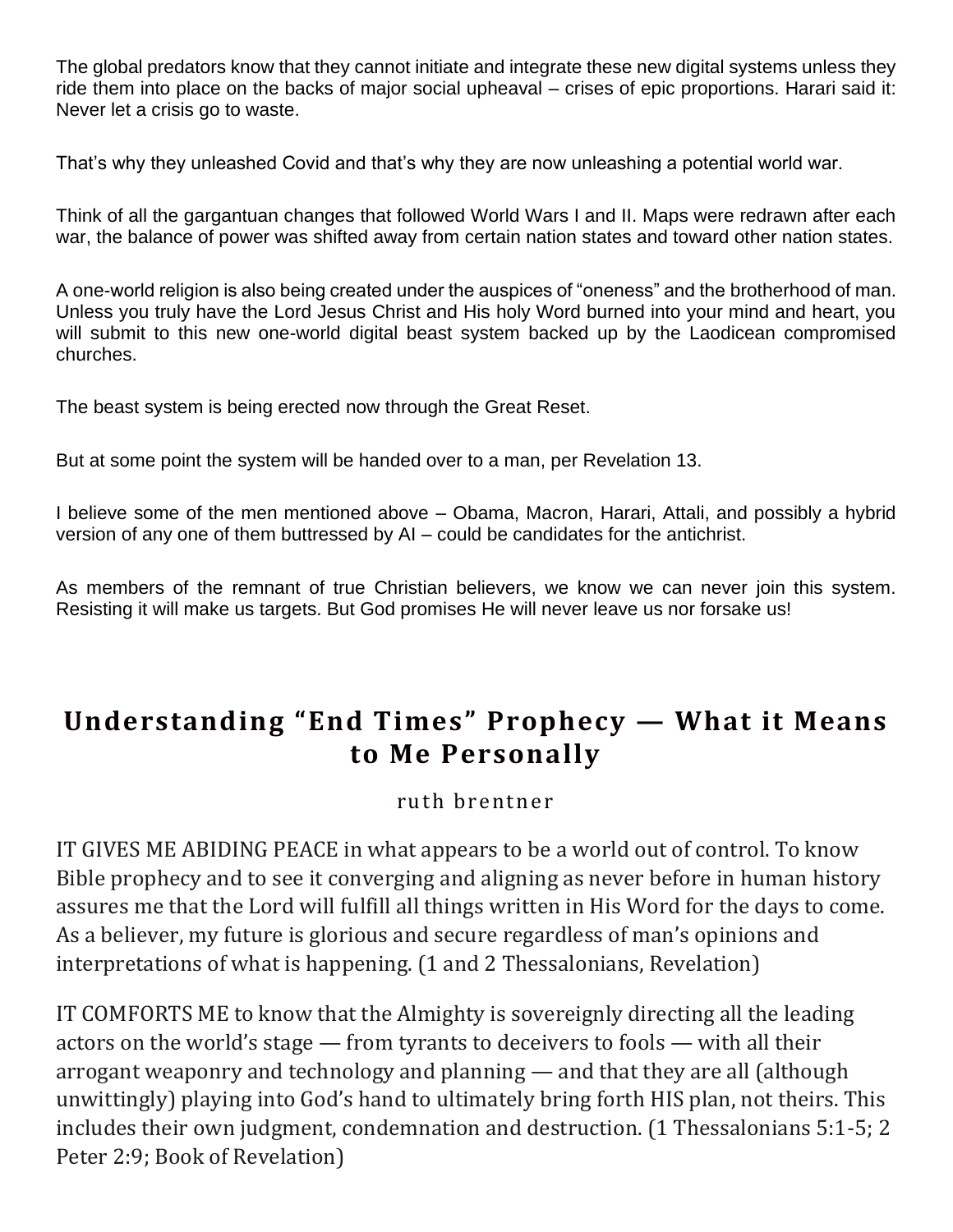The global predators know that they cannot initiate and integrate these new digital systems unless they ride them into place on the backs of major social upheaval – crises of epic proportions. Harari said it: Never let a crisis go to waste.

That's why they unleashed Covid and that's why they are now unleashing a potential world war.

Think of all the gargantuan changes that followed World Wars I and II. Maps were redrawn after each war, the balance of power was shifted away from certain nation states and toward other nation states.

A one-world religion is also being created under the auspices of "oneness" and the brotherhood of man. Unless you truly have the Lord Jesus Christ and His holy Word burned into your mind and heart, you will submit to this new one-world digital beast system backed up by the Laodicean compromised churches.

The beast system is being erected now through the Great Reset.

But at some point the system will be handed over to a man, per Revelation 13.

I believe some of the men mentioned above – Obama, Macron, Harari, Attali, and possibly a hybrid version of any one of them buttressed by AI – could be candidates for the antichrist.

As members of the remnant of true Christian believers, we know we can never join this system. Resisting it will make us targets. But God promises He will never leave us nor forsake us!

## Understanding "End Times" Prophecy — What it Means to Me Personally

ruth brentner

IT GIVES ME ABIDING PEACE in what appears to be a world out of control. To know Bible prophecy and to see it converging and aligning as never before in human history assures me that the Lord will fulfill all things written in His Word for the days to come. As a believer, my future is glorious and secure regardless of man's opinions and interpretations of what is happening. (1 and 2 Thessalonians, Revelation)

IT COMFORTS ME to know that the Almighty is sovereignly directing all the leading actors on the world's stage — from tyrants to deceivers to fools — with all their arrogant weaponry and technology and planning — and that they are all (although unwittingly) playing into God's hand to ultimately bring forth HIS plan, not theirs. This includes their own judgment, condemnation and destruction. (1 Thessalonians 5:1-5; 2 Peter 2:9; Book of Revelation)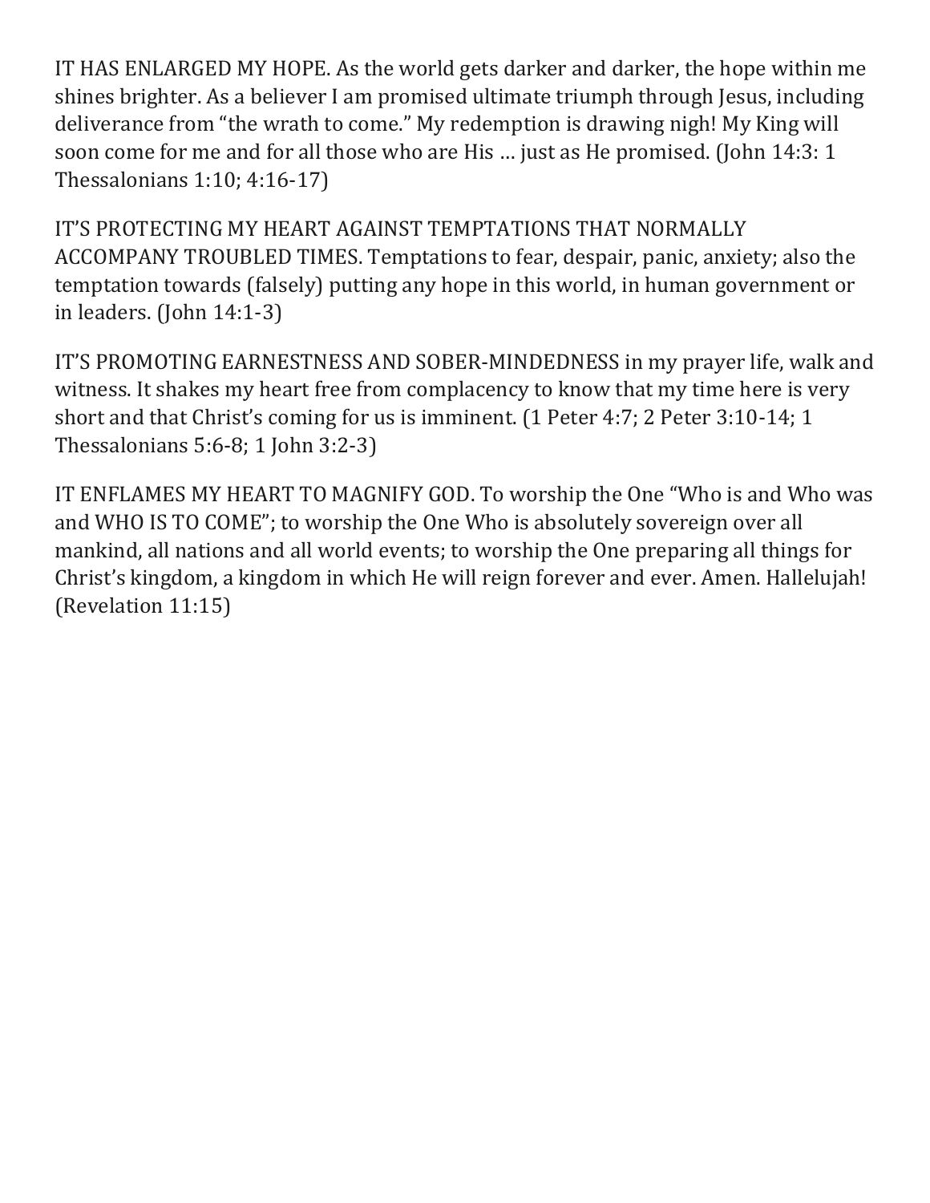IT HAS ENLARGED MY HOPE. As the world gets darker and darker, the hope within me shines brighter. As a believer I am promised ultimate triumph through Jesus, including deliverance from "the wrath to come." My redemption is drawing nigh! My King will soon come for me and for all those who are His … just as He promised. (John 14:3: 1 Thessalonians 1:10; 4:16-17)

IT'S PROTECTING MY HEART AGAINST TEMPTATIONS THAT NORMALLY ACCOMPANY TROUBLED TIMES. Temptations to fear, despair, panic, anxiety; also the temptation towards (falsely) putting any hope in this world, in human government or in leaders. (John 14:1-3)

IT'S PROMOTING EARNESTNESS AND SOBER-MINDEDNESS in my prayer life, walk and witness. It shakes my heart free from complacency to know that my time here is very short and that Christ's coming for us is imminent. (1 Peter 4:7; 2 Peter 3:10-14; 1 Thessalonians 5:6-8; 1 John 3:2-3)

IT ENFLAMES MY HEART TO MAGNIFY GOD. To worship the One "Who is and Who was and WHO IS TO COME"; to worship the One Who is absolutely sovereign over all mankind, all nations and all world events; to worship the One preparing all things for Christ's kingdom, a kingdom in which He will reign forever and ever. Amen. Hallelujah! (Revelation 11:15)